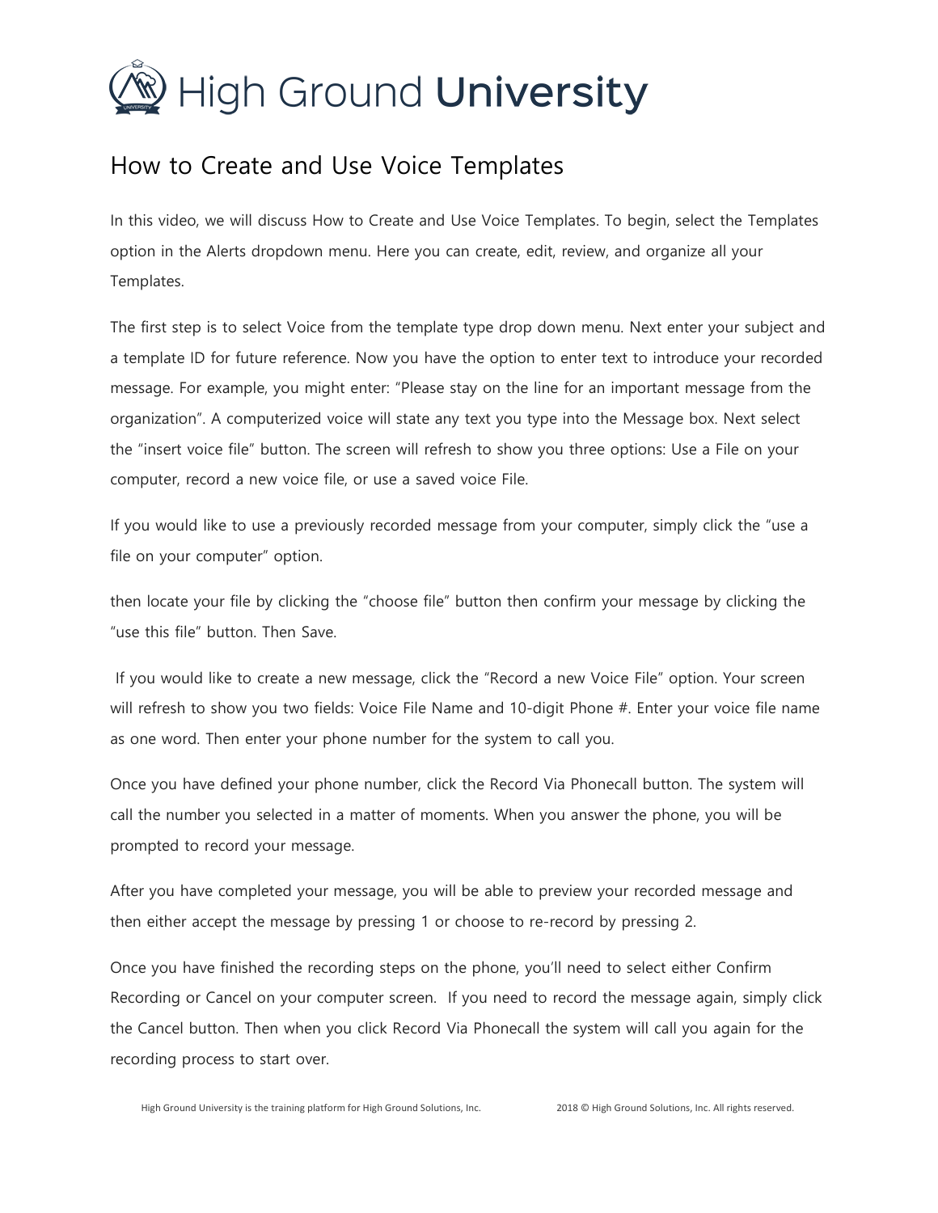# High Ground University

## How to Create and Use Voice Templates

In this video, we will discuss How to Create and Use Voice Templates. To begin, select the Templates option in the Alerts dropdown menu. Here you can create, edit, review, and organize all your Templates.

The first step is to select Voice from the template type drop down menu. Next enter your subject and a template ID for future reference. Now you have the option to enter text to introduce your recorded message. For example, you might enter: "Please stay on the line for an important message from the organization". A computerized voice will state any text you type into the Message box. Next select the "insert voice file" button. The screen will refresh to show you three options: Use a File on your computer, record a new voice file, or use a saved voice File.

If you would like to use a previously recorded message from your computer, simply click the "use a file on your computer" option.

then locate your file by clicking the "choose file" button then confirm your message by clicking the "use this file" button. Then Save.

If you would like to create a new message, click the "Record a new Voice File" option. Your screen will refresh to show you two fields: Voice File Name and 10-digit Phone #. Enter your voice file name as one word. Then enter your phone number for the system to call you.

Once you have defined your phone number, click the Record Via Phonecall button. The system will call the number you selected in a matter of moments. When you answer the phone, you will be prompted to record your message.

After you have completed your message, you will be able to preview your recorded message and then either accept the message by pressing 1 or choose to re-record by pressing 2.

Once you have finished the recording steps on the phone, you'll need to select either Confirm Recording or Cancel on your computer screen. If you need to record the message again, simply click the Cancel button. Then when you click Record Via Phonecall the system will call you again for the recording process to start over.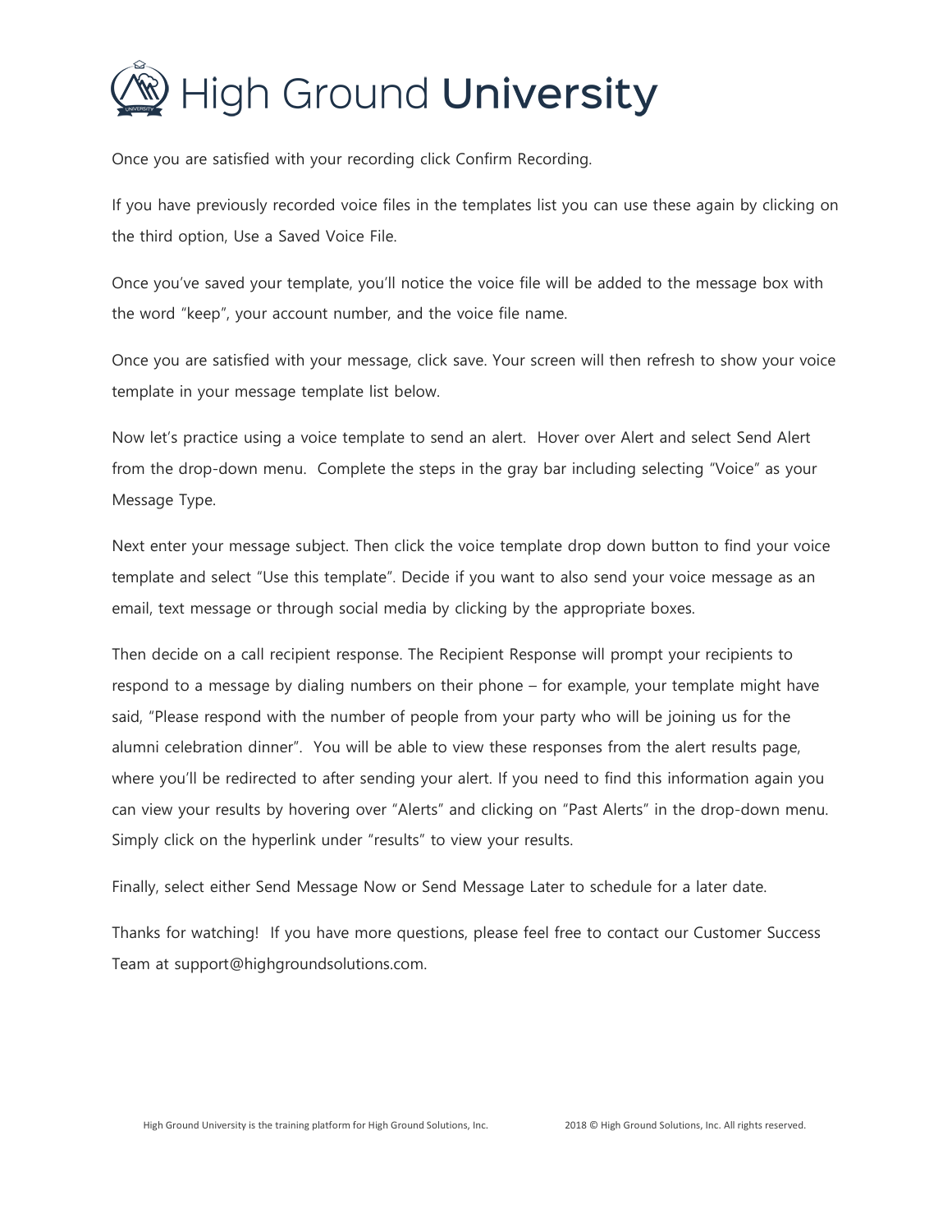Once you are satisfied with your recording click Confirm Recording.

If you have previously recorded voice files in the templates list you can use these again by clicking on the third option, Use a Saved Voice File.

Once you've saved your template, you'll notice the voice file will be added to the message box with the word "keep", your account number, and the voice file name.

Once you are satisfied with your message, click save. Your screen will then refresh to show your voice template in your message template list below.

Now let's practice using a voice template to send an alert. Hover over Alert and select Send Alert from the drop-down menu. Complete the steps in the gray bar including selecting "Voice" as your Message Type.

Next enter your message subject. Then click the voice template drop down button to find your voice template and select "Use this template". Decide if you want to also send your voice message as an email, text message or through social media by clicking by the appropriate boxes.

Then decide on a call recipient response. The Recipient Response will prompt your recipients to respond to a message by dialing numbers on their phone – for example, your template might have said, "Please respond with the number of people from your party who will be joining us for the alumni celebration dinner". You will be able to view these responses from the alert results page, where you'll be redirected to after sending your alert. If you need to find this information again you can view your results by hovering over "Alerts" and clicking on "Past Alerts" in the drop-down menu. Simply click on the hyperlink under "results" to view your results.

Finally, select either Send Message Now or Send Message Later to schedule for a later date.

Thanks for watching! If you have more questions, please feel free to contact our Customer Success Team at support@highgroundsolutions.com.